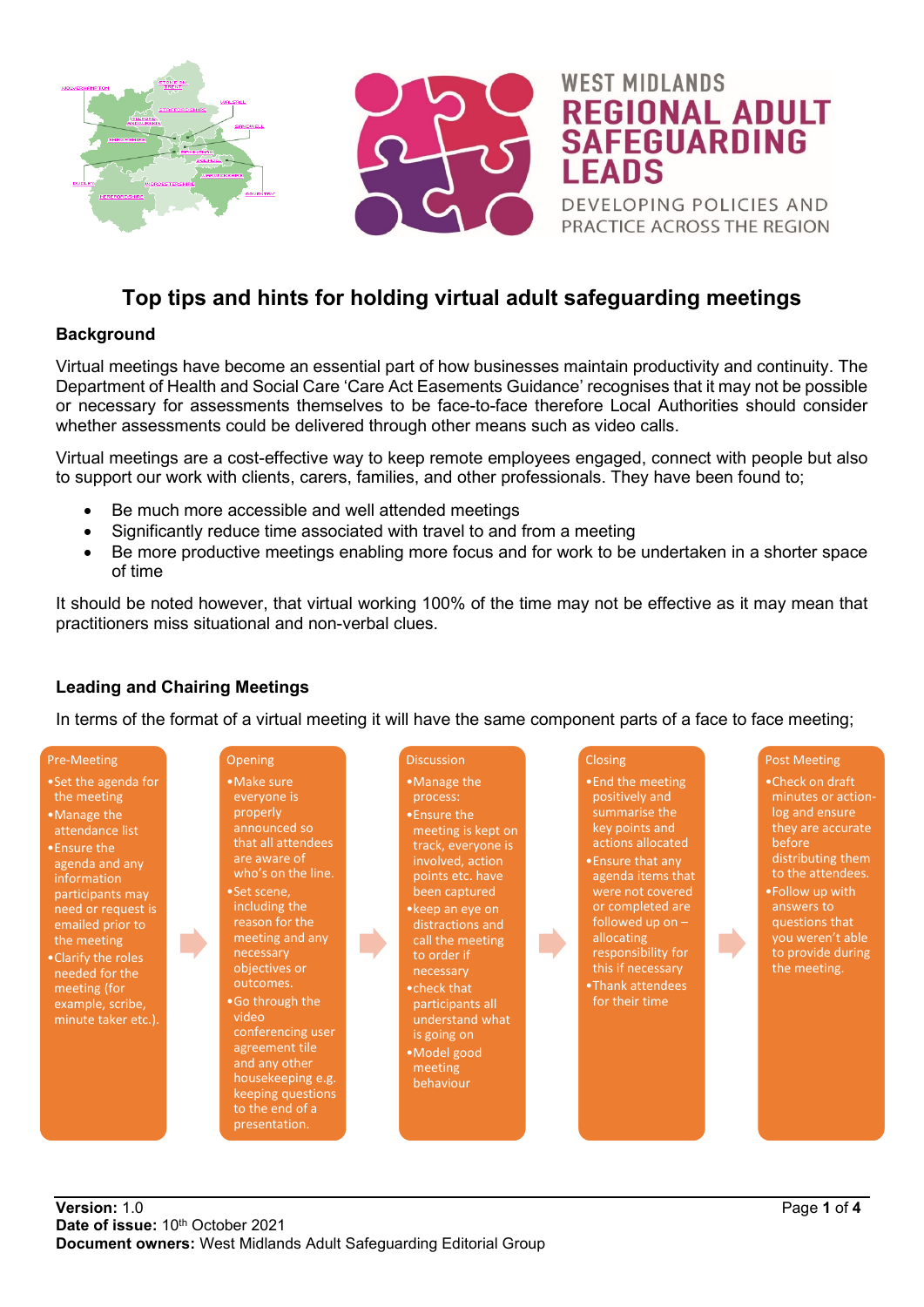WEST MIDLANDS
**REGIONAL ADULT SAFEGUARDING LEADS**
DEVELOPING POLICIES AND PRACTICE ACROSS THE REGION

# Top tips and hints for holding virtual adult safeguarding meetings

## Background

Virtual meetings have become an essential part of how businesses maintain productivity and continuity. The Department of Health and Social Care 'Care Act Easements Guidance' recognises that it may not be possible or necessary for assessments themselves to be face-to-face therefore Local Authorities should consider whether assessments could be delivered through other means such as video calls.

Virtual meetings are a cost-effective way to keep remote employees engaged, connect with people but also to support our work with clients, carers, families, and other professionals. They have been found to;

- Be much more accessible and well attended meetings
- Significantly reduce time associated with travel to and from a meeting
- Be more productive meetings enabling more focus and for work to be undertaken in a shorter space of time

It should be noted however, that virtual working 100% of the time may not be effective as it may mean that practitioners miss situational and non-verbal clues.

## Leading and Chairing Meetings

In terms of the format of a virtual meeting it will have the same component parts of a face to face meeting;

**Pre-Meeting**
- Set the agenda for the meeting
- Manage the attendance list
- Ensure the agenda and any information participants may need or request is emailed prior to the meeting
- Clarify the roles needed for the meeting (for example, scribe, minute taker etc.).

**Opening**
- Make sure everyone is properly announced so that all attendees are aware of who's on the line.
- Set scene, including the reason for the meeting and any necessary objectives or outcomes.
- Go through the video conferencing user agreement tile and any other housekeeping e.g. keeping questions to the end of a presentation.

**Discussion**
- Manage the process:
- Ensure the meeting is kept on track, everyone is involved, action points etc. have been captured
- keep an eye on distractions and call the meeting to order if necessary
- check that participants all understand what is going on
- Model good meeting behaviour

**Closing**
- End the meeting positively and summarise the key points and actions allocated
- Ensure that any agenda items that were not covered or completed are followed up on – allocating responsibility for this if necessary
- Thank attendees for their time

**Post Meeting**
- Check on draft minutes or action-log and ensure they are accurate before distributing them to the attendees.
- Follow up with answers to questions that you weren't able to provide during the meeting.

**Version:** 1.0
**Date of issue:** 10th October 2021
**Document owners:** West Midlands Adult Safeguarding Editorial Group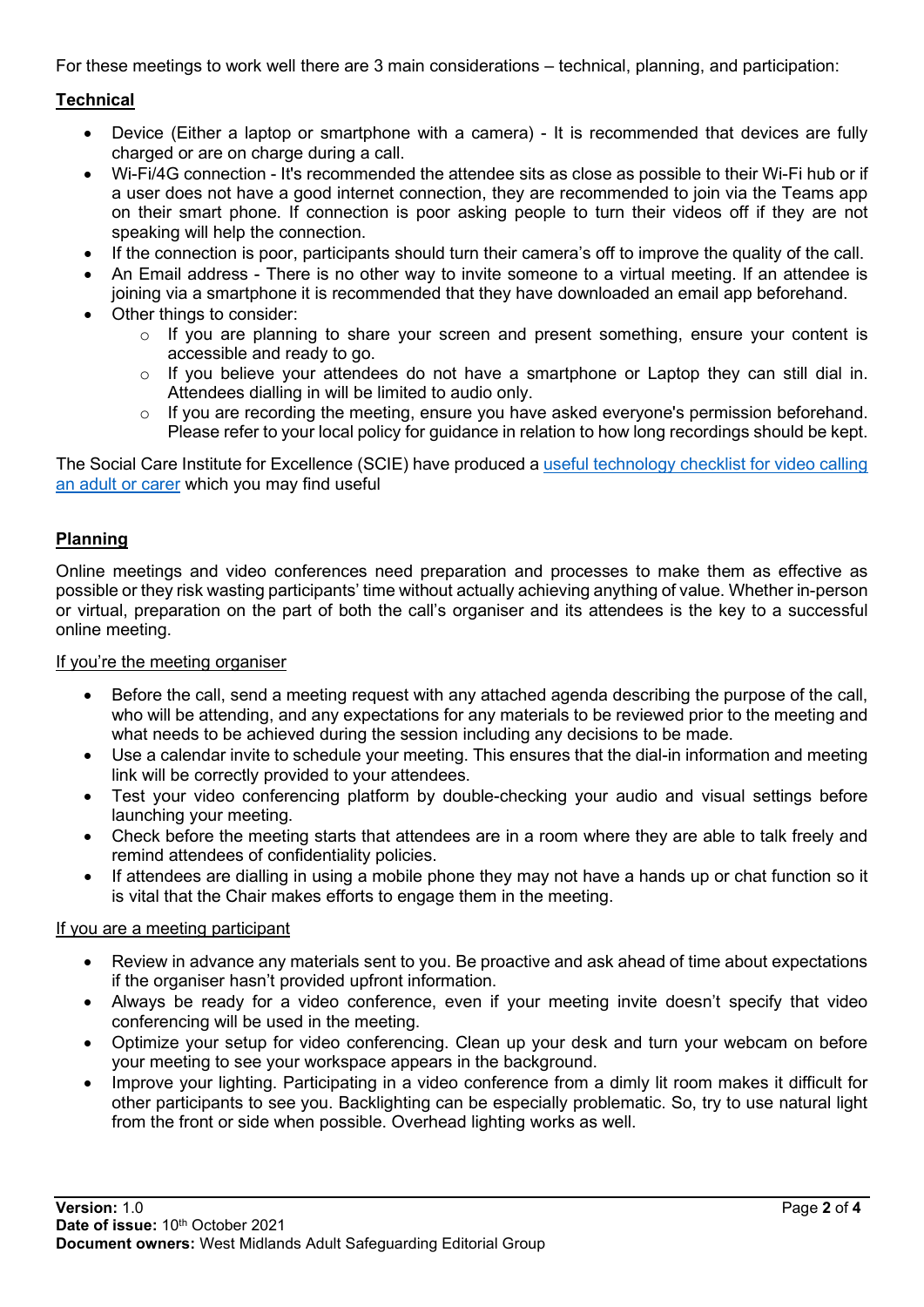For these meetings to work well there are 3 main considerations – technical, planning, and participation:

**Technical**

- Device (Either a laptop or smartphone with a camera) - It is recommended that devices are fully charged or are on charge during a call.
- Wi-Fi/4G connection - It's recommended the attendee sits as close as possible to their Wi-Fi hub or if a user does not have a good internet connection, they are recommended to join via the Teams app on their smart phone. If connection is poor asking people to turn their videos off if they are not speaking will help the connection.
- If the connection is poor, participants should turn their camera's off to improve the quality of the call.
- An Email address - There is no other way to invite someone to a virtual meeting. If an attendee is joining via a smartphone it is recommended that they have downloaded an email app beforehand.
- Other things to consider:
    - If you are planning to share your screen and present something, ensure your content is accessible and ready to go.
    - If you believe your attendees do not have a smartphone or Laptop they can still dial in. Attendees dialling in will be limited to audio only.
    - If you are recording the meeting, ensure you have asked everyone's permission beforehand. Please refer to your local policy for guidance in relation to how long recordings should be kept.

The Social Care Institute for Excellence (SCIE) have produced a useful technology checklist for video calling an adult or carer which you may find useful

**Planning**

Online meetings and video conferences need preparation and processes to make them as effective as possible or they risk wasting participants' time without actually achieving anything of value. Whether in-person or virtual, preparation on the part of both the call's organiser and its attendees is the key to a successful online meeting.

If you're the meeting organiser

- Before the call, send a meeting request with any attached agenda describing the purpose of the call, who will be attending, and any expectations for any materials to be reviewed prior to the meeting and what needs to be achieved during the session including any decisions to be made.
- Use a calendar invite to schedule your meeting. This ensures that the dial-in information and meeting link will be correctly provided to your attendees.
- Test your video conferencing platform by double-checking your audio and visual settings before launching your meeting.
- Check before the meeting starts that attendees are in a room where they are able to talk freely and remind attendees of confidentiality policies.
- If attendees are dialling in using a mobile phone they may not have a hands up or chat function so it is vital that the Chair makes efforts to engage them in the meeting.

If you are a meeting participant

- Review in advance any materials sent to you. Be proactive and ask ahead of time about expectations if the organiser hasn't provided upfront information.
- Always be ready for a video conference, even if your meeting invite doesn't specify that video conferencing will be used in the meeting.
- Optimize your setup for video conferencing. Clean up your desk and turn your webcam on before your meeting to see your workspace appears in the background.
- Improve your lighting. Participating in a video conference from a dimly lit room makes it difficult for other participants to see you. Backlighting can be especially problematic. So, try to use natural light from the front or side when possible. Overhead lighting works as well.

**Version:** 1.0
**Date of issue:** 10th October 2021
**Document owners:** West Midlands Adult Safeguarding Editorial Group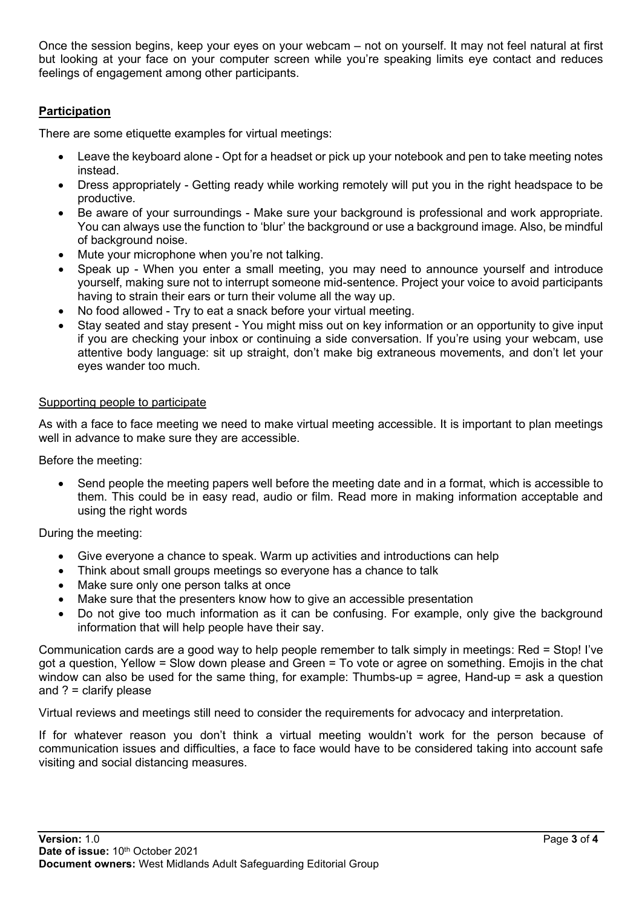Once the session begins, keep your eyes on your webcam – not on yourself. It may not feel natural at first but looking at your face on your computer screen while you're speaking limits eye contact and reduces feelings of engagement among other participants.

## Participation

There are some etiquette examples for virtual meetings:

- Leave the keyboard alone - Opt for a headset or pick up your notebook and pen to take meeting notes instead.
- Dress appropriately - Getting ready while working remotely will put you in the right headspace to be productive.
- Be aware of your surroundings - Make sure your background is professional and work appropriate. You can always use the function to 'blur' the background or use a background image. Also, be mindful of background noise.
- Mute your microphone when you're not talking.
- Speak up - When you enter a small meeting, you may need to announce yourself and introduce yourself, making sure not to interrupt someone mid-sentence. Project your voice to avoid participants having to strain their ears or turn their volume all the way up.
- No food allowed - Try to eat a snack before your virtual meeting.
- Stay seated and stay present - You might miss out on key information or an opportunity to give input if you are checking your inbox or continuing a side conversation. If you're using your webcam, use attentive body language: sit up straight, don't make big extraneous movements, and don't let your eyes wander too much.

### Supporting people to participate

As with a face to face meeting we need to make virtual meeting accessible. It is important to plan meetings well in advance to make sure they are accessible.

Before the meeting:

- Send people the meeting papers well before the meeting date and in a format, which is accessible to them. This could be in easy read, audio or film. Read more in making information acceptable and using the right words

During the meeting:

- Give everyone a chance to speak. Warm up activities and introductions can help
- Think about small groups meetings so everyone has a chance to talk
- Make sure only one person talks at once
- Make sure that the presenters know how to give an accessible presentation
- Do not give too much information as it can be confusing. For example, only give the background information that will help people have their say.

Communication cards are a good way to help people remember to talk simply in meetings: Red = Stop! I've got a question, Yellow = Slow down please and Green = To vote or agree on something. Emojis in the chat window can also be used for the same thing, for example: Thumbs-up = agree, Hand-up = ask a question and ? = clarify please

Virtual reviews and meetings still need to consider the requirements for advocacy and interpretation.

If for whatever reason you don't think a virtual meeting wouldn't work for the person because of communication issues and difficulties, a face to face would have to be considered taking into account safe visiting and social distancing measures.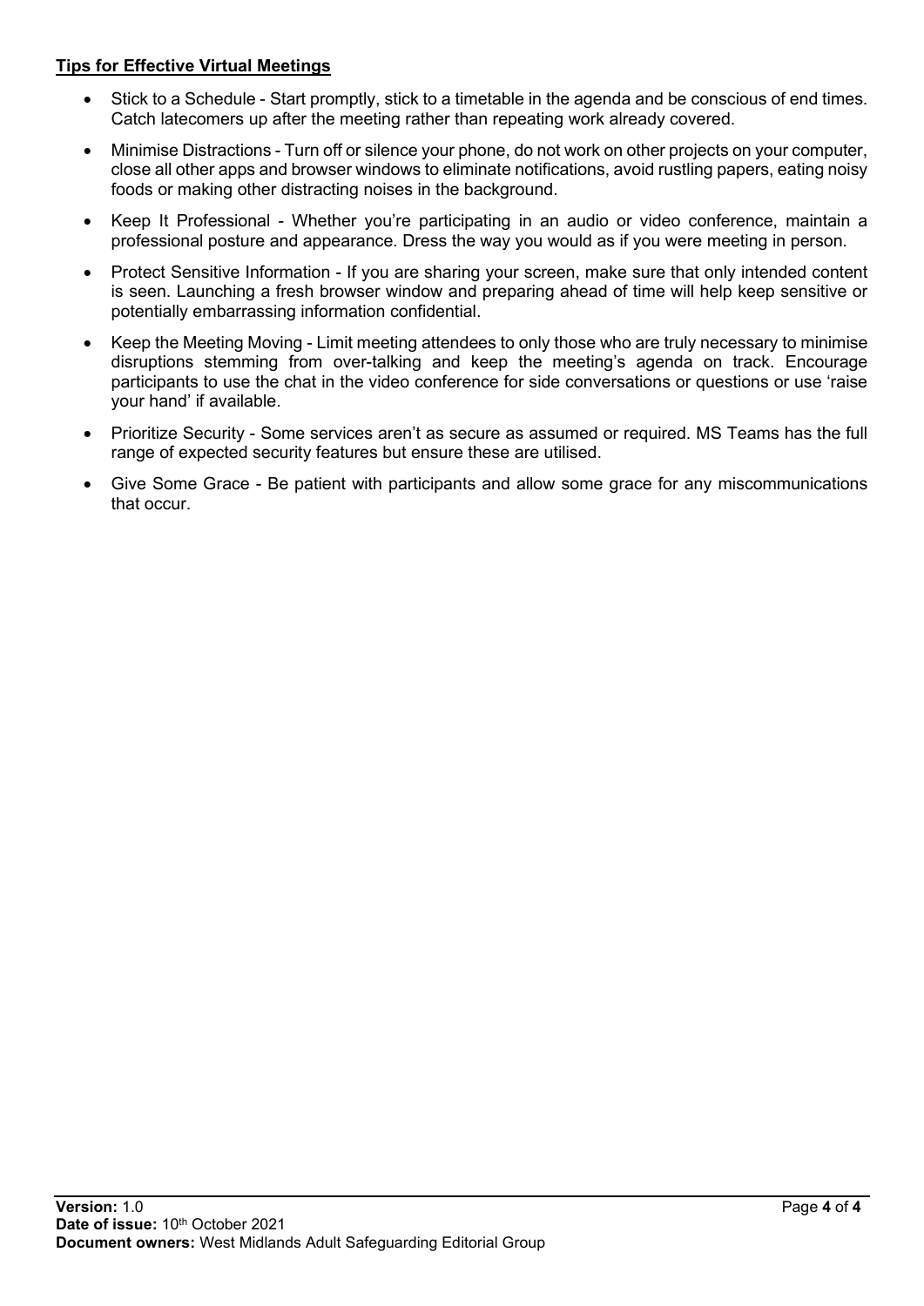**Tips for Effective Virtual Meetings**

- Stick to a Schedule - Start promptly, stick to a timetable in the agenda and be conscious of end times. Catch latecomers up after the meeting rather than repeating work already covered.
- Minimise Distractions - Turn off or silence your phone, do not work on other projects on your computer, close all other apps and browser windows to eliminate notifications, avoid rustling papers, eating noisy foods or making other distracting noises in the background.
- Keep It Professional - Whether you're participating in an audio or video conference, maintain a professional posture and appearance. Dress the way you would as if you were meeting in person.
- Protect Sensitive Information - If you are sharing your screen, make sure that only intended content is seen. Launching a fresh browser window and preparing ahead of time will help keep sensitive or potentially embarrassing information confidential.
- Keep the Meeting Moving - Limit meeting attendees to only those who are truly necessary to minimise disruptions stemming from over-talking and keep the meeting's agenda on track. Encourage participants to use the chat in the video conference for side conversations or questions or use 'raise your hand' if available.
- Prioritize Security - Some services aren't as secure as assumed or required. MS Teams has the full range of expected security features but ensure these are utilised.
- Give Some Grace - Be patient with participants and allow some grace for any miscommunications that occur.